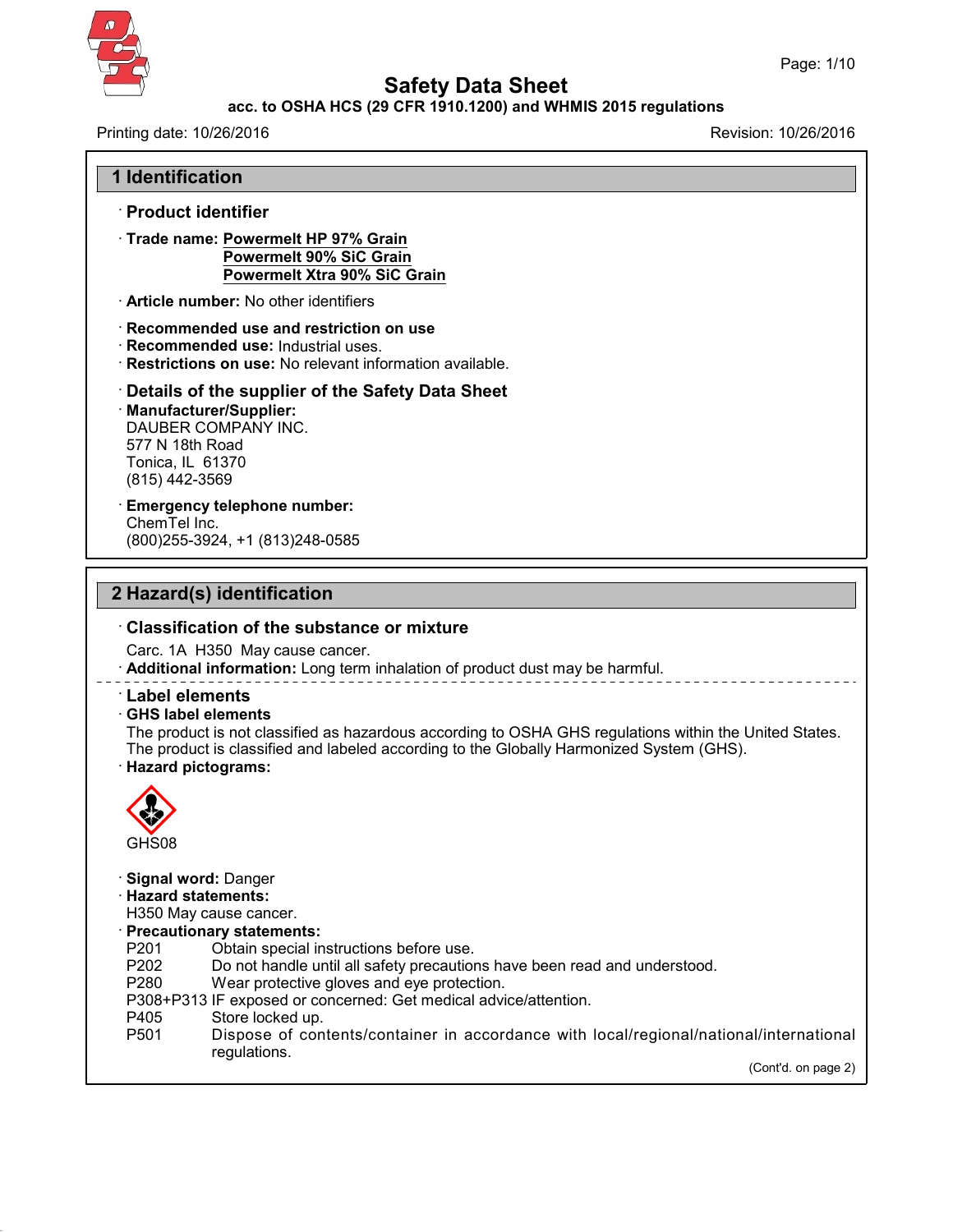# Safety Data Sheet

**acc. to OSHA HCS (29 CFR 1910.1200) and WHMIS 2015 regulations**

Printing date: 10/26/2016 Revision: 10/26/2016

## 1 Identification

### · Product identifier

· **Trade name:** **Powermelt HP 97% Grain**
**Powermelt 90% SiC Grain**
**Powermelt Xtra 90% SiC Grain**

· **Article number:** No other identifiers

· **Recommended use and restriction on use**
· **Recommended use:** Industrial uses.
· **Restrictions on use:** No relevant information available.

### · Details of the supplier of the Safety Data Sheet

· **Manufacturer/Supplier:**
DAUBER COMPANY INC.
577 N 18th Road
Tonica, IL 61370
(815) 442-3569

· **Emergency telephone number:**
ChemTel Inc.
(800)255-3924, +1 (813)248-0585

## 2 Hazard(s) identification

### · Classification of the substance or mixture

Carc. 1A H350 May cause cancer.
· **Additional information:** Long term inhalation of product dust may be harmful.

### · Label elements

· **GHS label elements**
The product is not classified as hazardous according to OSHA GHS regulations within the United States.
The product is classified and labeled according to the Globally Harmonized System (GHS).
· **Hazard pictograms:**

GHS08

· **Signal word:** Danger
· **Hazard statements:**
H350 May cause cancer.
· **Precautionary statements:**

| | |
|---|---|
| P201 | Obtain special instructions before use. |
| P202 | Do not handle until all safety precautions have been read and understood. |
| P280 | Wear protective gloves and eye protection. |
| P308+P313 | IF exposed or concerned: Get medical advice/attention. |
| P405 | Store locked up. |
| P501 | Dispose of contents/container in accordance with local/regional/national/international regulations. |

(Cont'd. on page 2)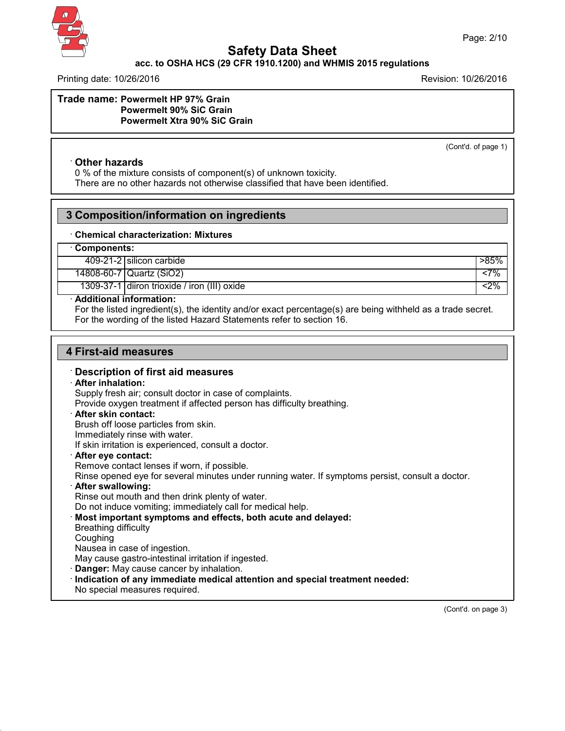**Trade name: Powermelt HP 97% Grain**
**Powermelt 90% SiC Grain**
**Powermelt Xtra 90% SiC Grain**

(Cont'd. of page 1)

· **Other hazards**
0 % of the mixture consists of component(s) of unknown toxicity.
There are no other hazards not otherwise classified that have been identified.

## 3 Composition/information on ingredients

· **Chemical characterization: Mixtures**

· **Components:**

| | | |
|---|---|---|
| 409-21-2 | silicon carbide | >85% |
| 14808-60-7 | Quartz ($SiO_2$) | <7% |
| 1309-37-1 | diiron trioxide / iron (III) oxide | <2% |

· **Additional information:**
For the listed ingredient(s), the identity and/or exact percentage(s) are being withheld as a trade secret.
For the wording of the listed Hazard Statements refer to section 16.

## 4 First-aid measures

· **Description of first aid measures**

· **After inhalation:**
Supply fresh air; consult doctor in case of complaints.
Provide oxygen treatment if affected person has difficulty breathing.

· **After skin contact:**
Brush off loose particles from skin.
Immediately rinse with water.
If skin irritation is experienced, consult a doctor.

· **After eye contact:**
Remove contact lenses if worn, if possible.
Rinse opened eye for several minutes under running water. If symptoms persist, consult a doctor.

· **After swallowing:**
Rinse out mouth and then drink plenty of water.
Do not induce vomiting; immediately call for medical help.

· **Most important symptoms and effects, both acute and delayed:**
Breathing difficulty
Coughing
Nausea in case of ingestion.
May cause gastro-intestinal irritation if ingested.

· **Danger:** May cause cancer by inhalation.

· **Indication of any immediate medical attention and special treatment needed:**
No special measures required.

(Cont'd. on page 3)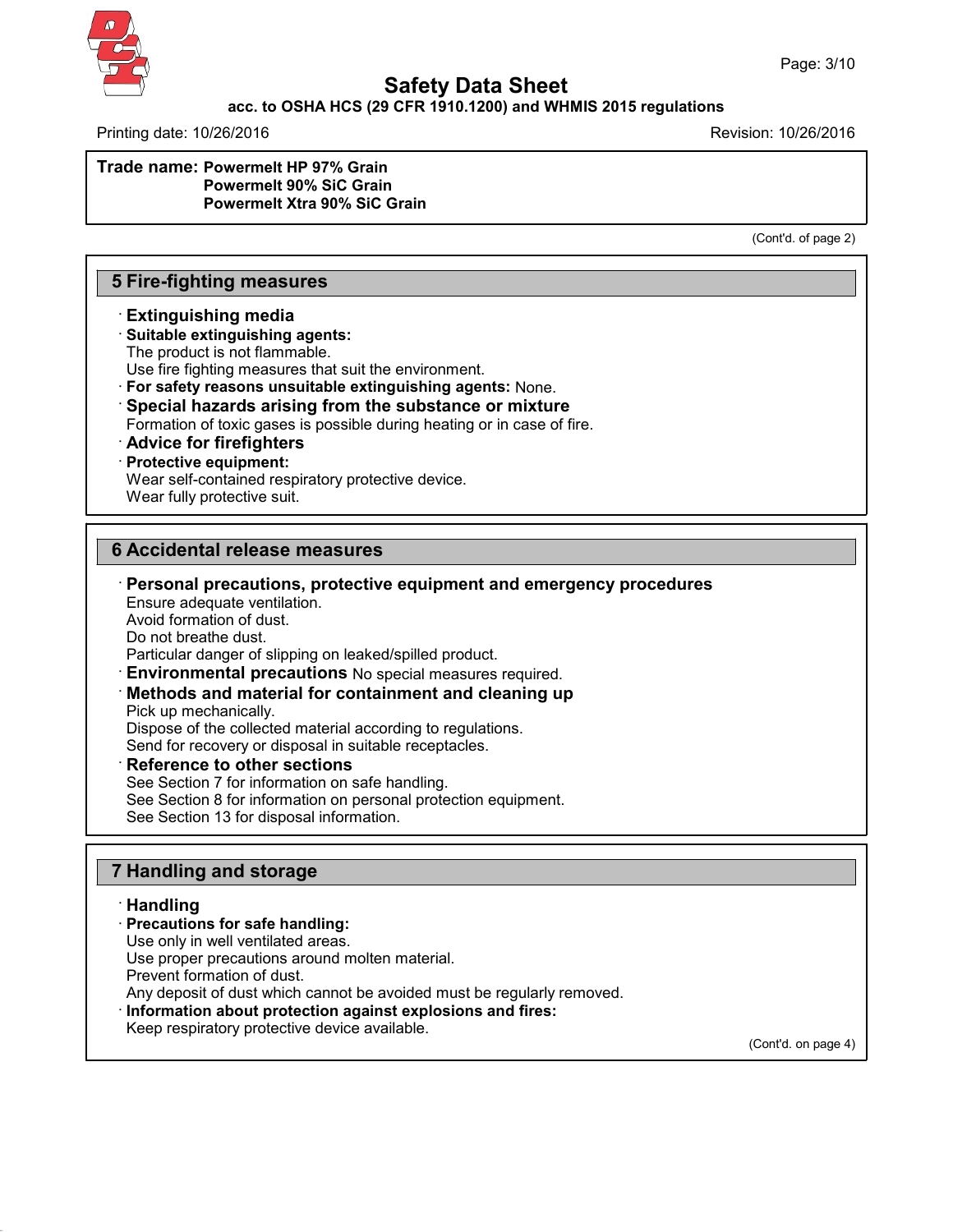**Trade name: Powermelt HP 97% Grain**
**Powermelt 90% SiC Grain**
**Powermelt Xtra 90% SiC Grain**

(Cont'd. of page 2)

## 5 Fire-fighting measures

· **Extinguishing media**
· **Suitable extinguishing agents:**
The product is not flammable.
Use fire fighting measures that suit the environment.
· **For safety reasons unsuitable extinguishing agents:** None.
· **Special hazards arising from the substance or mixture**
Formation of toxic gases is possible during heating or in case of fire.
· **Advice for firefighters**
· **Protective equipment:**
Wear self-contained respiratory protective device.
Wear fully protective suit.

## 6 Accidental release measures

· **Personal precautions, protective equipment and emergency procedures**
Ensure adequate ventilation.
Avoid formation of dust.
Do not breathe dust.
Particular danger of slipping on leaked/spilled product.
· **Environmental precautions** No special measures required.
· **Methods and material for containment and cleaning up**
Pick up mechanically.
Dispose of the collected material according to regulations.
Send for recovery or disposal in suitable receptacles.
· **Reference to other sections**
See Section 7 for information on safe handling.
See Section 8 for information on personal protection equipment.
See Section 13 for disposal information.

## 7 Handling and storage

· **Handling**
· **Precautions for safe handling:**
Use only in well ventilated areas.
Use proper precautions around molten material.
Prevent formation of dust.
Any deposit of dust which cannot be avoided must be regularly removed.
· **Information about protection against explosions and fires:**
Keep respiratory protective device available.

(Cont'd. on page 4)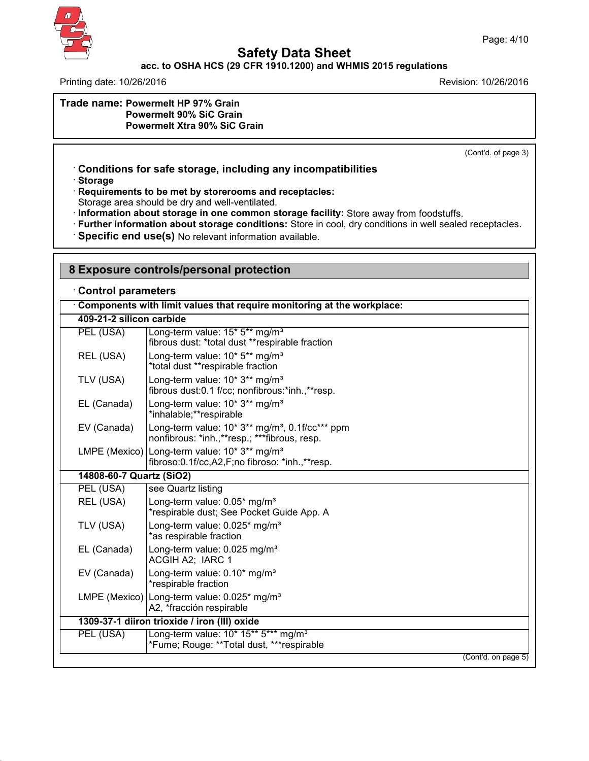**Trade name: Powermelt HP 97% Grain**
**Powermelt 90% SiC Grain**
**Powermelt Xtra 90% SiC Grain**

(Cont'd. of page 3)

· **Conditions for safe storage, including any incompatibilities**
· **Storage**
· **Requirements to be met by storerooms and receptacles:**
Storage area should be dry and well-ventilated.
· **Information about storage in one common storage facility:** Store away from foodstuffs.
· **Further information about storage conditions:** Store in cool, dry conditions in well sealed receptacles.
· **Specific end use(s)** No relevant information available.

## 8 Exposure controls/personal protection

· **Control parameters**

| · **Components with limit values that require monitoring at the workplace:** | |
|---|---|
| **409-21-2 silicon carbide** | |
| PEL (USA) | Long-term value: 15* 5** mg/m³<br>fibrous dust: *total dust **respirable fraction |
| REL (USA) | Long-term value: 10* 5** mg/m³<br>*total dust **respirable fraction |
| TLV (USA) | Long-term value: 10* 3** mg/m³<br>fibrous dust:0.1 f/cc; nonfibrous:*inh.,**resp. |
| EL (Canada) | Long-term value: 10* 3** mg/m³<br>*inhalable;**respirable |
| EV (Canada) | Long-term value: 10* 3** mg/m³, 0.1f/cc*** ppm<br>nonfibrous: *inh.,**resp.; ***fibrous, resp. |
| LMPE (Mexico) | Long-term value: 10* 3** mg/m³<br>fibroso:0.1f/cc,A2,F;no fibroso: *inh.,**resp. |
| **14808-60-7 Quartz ($SiO_2$)** | |
| PEL (USA) | see Quartz listing |
| REL (USA) | Long-term value: 0.05* mg/m³<br>*respirable dust; See Pocket Guide App. A |
| TLV (USA) | Long-term value: 0.025* mg/m³<br>*as respirable fraction |
| EL (Canada) | Long-term value: 0.025 mg/m³<br>ACGIH A2; IARC 1 |
| EV (Canada) | Long-term value: 0.10* mg/m³<br>*respirable fraction |
| LMPE (Mexico) | Long-term value: 0.025* mg/m³<br>A2, *fracción respirable |
| **1309-37-1 diiron trioxide / iron (III) oxide** | |
| PEL (USA) | Long-term value: 10* 15** 5*** mg/m³<br>*Fume; Rouge: **Total dust, ***respirable |

(Cont'd. on page 5)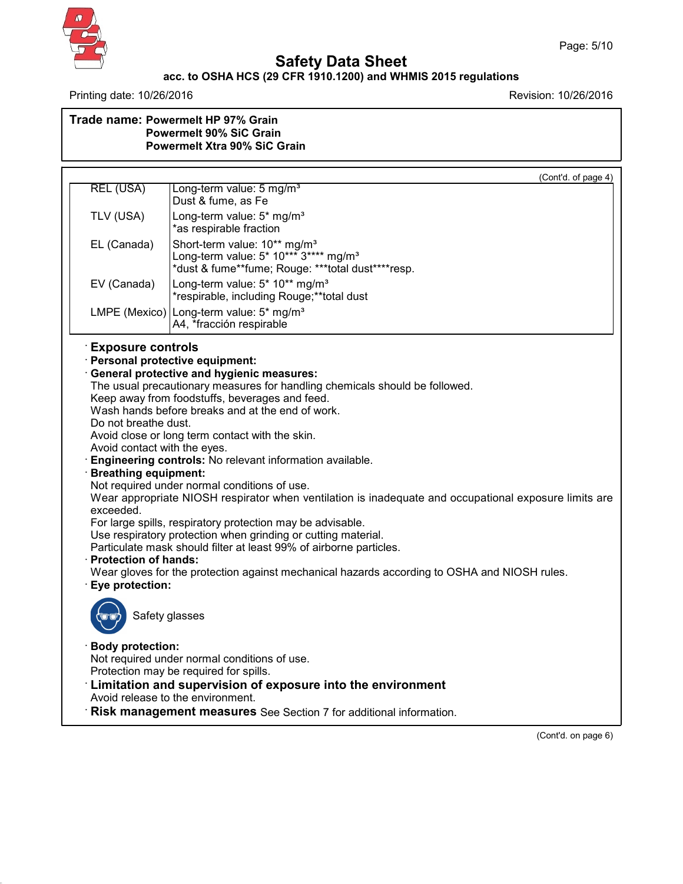# Safety Data Sheet

**acc. to OSHA HCS (29 CFR 1910.1200) and WHMIS 2015 regulations**

Printing date: 10/26/2016 | Revision: 10/26/2016

**Trade name: Powermelt HP 97% Grain**
**Powermelt 90% SiC Grain**
**Powermelt Xtra 90% SiC Grain**

(Cont'd. of page 4)

| | |
|---|---|
| REL (USA) | Long-term value: 5 mg/m³<br>Dust & fume, as Fe |
| TLV (USA) | Long-term value: 5* mg/m³<br>*as respirable fraction |
| EL (Canada) | Short-term value: 10** mg/m³<br>Long-term value: 5* 10*** 3**** mg/m³<br>*dust & fume**fume; Rouge: ***total dust****resp. |
| EV (Canada) | Long-term value: 5* 10** mg/m³<br>*respirable, including Rouge;**total dust |
| LMPE (Mexico) | Long-term value: 5* mg/m³<br>A4, *fracción respirable |

## · Exposure controls

· **Personal protective equipment:**

· **General protective and hygienic measures:**
The usual precautionary measures for handling chemicals should be followed.
Keep away from foodstuffs, beverages and feed.
Wash hands before breaks and at the end of work.
Do not breathe dust.
Avoid close or long term contact with the skin.
Avoid contact with the eyes.

· **Engineering controls:** No relevant information available.

· **Breathing equipment:**
Not required under normal conditions of use.
Wear appropriate NIOSH respirator when ventilation is inadequate and occupational exposure limits are exceeded.
For large spills, respiratory protection may be advisable.
Use respiratory protection when grinding or cutting material.
Particulate mask should filter at least 99% of airborne particles.

· **Protection of hands:**
Wear gloves for the protection against mechanical hazards according to OSHA and NIOSH rules.

· **Eye protection:**

Safety glasses

· **Body protection:**
Not required under normal conditions of use.
Protection may be required for spills.

## · Limitation and supervision of exposure into the environment

Avoid release to the environment.

· **Risk management measures** See Section 7 for additional information.

(Cont'd. on page 6)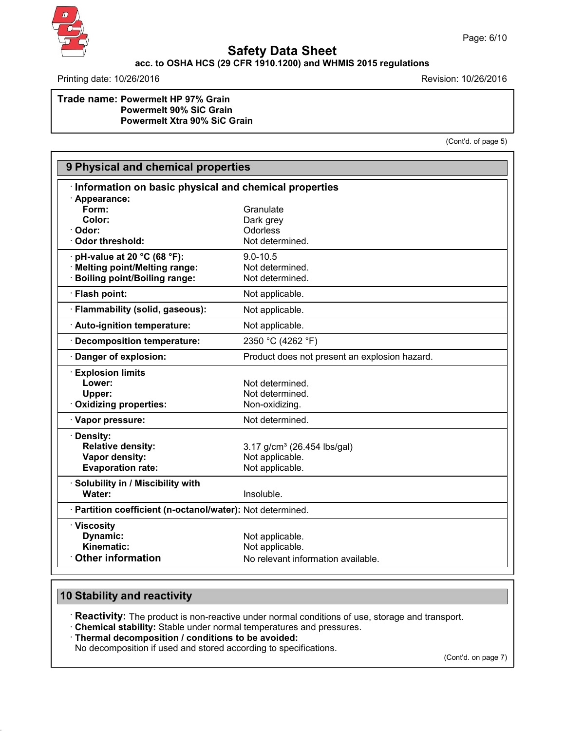**Trade name: Powermelt HP 97% Grain**
**Powermelt 90% SiC Grain**
**Powermelt Xtra 90% SiC Grain**

(Cont'd. of page 5)

## 9 Physical and chemical properties

### · Information on basic physical and chemical properties

| Property | Value |
|---|---|
| · **Appearance:** | |
| **Form:** | Granulate |
| **Color:** | Dark grey |
| · **Odor:** | Odorless |
| · **Odor threshold:** | Not determined. |
| · **pH-value at 20 °C (68 °F):** | 9.0-10.5 |
| · **Melting point/Melting range:** | Not determined. |
| · **Boiling point/Boiling range:** | Not determined. |
| · **Flash point:** | Not applicable. |
| · **Flammability (solid, gaseous):** | Not applicable. |
| · **Auto-ignition temperature:** | Not applicable. |
| · **Decomposition temperature:** | 2350 °C (4262 °F) |
| · **Danger of explosion:** | Product does not present an explosion hazard. |
| · **Explosion limits** | |
| **Lower:** | Not determined. |
| **Upper:** | Not determined. |
| · **Oxidizing properties:** | Non-oxidizing. |
| · **Vapor pressure:** | Not determined. |
| · **Density:** | |
| **Relative density:** | 3.17 g/cm³ (26.454 lbs/gal) |
| **Vapor density:** | Not applicable. |
| **Evaporation rate:** | Not applicable. |
| · **Solubility in / Miscibility with** | |
| **Water:** | Insoluble. |
| · **Partition coefficient (n-octanol/water):** | Not determined. |
| · **Viscosity** | |
| **Dynamic:** | Not applicable. |
| **Kinematic:** | Not applicable. |
| · **Other information** | No relevant information available. |

## 10 Stability and reactivity

· **Reactivity:** The product is non-reactive under normal conditions of use, storage and transport.

· **Chemical stability:** Stable under normal temperatures and pressures.

· **Thermal decomposition / conditions to be avoided:**
No decomposition if used and stored according to specifications.

(Cont'd. on page 7)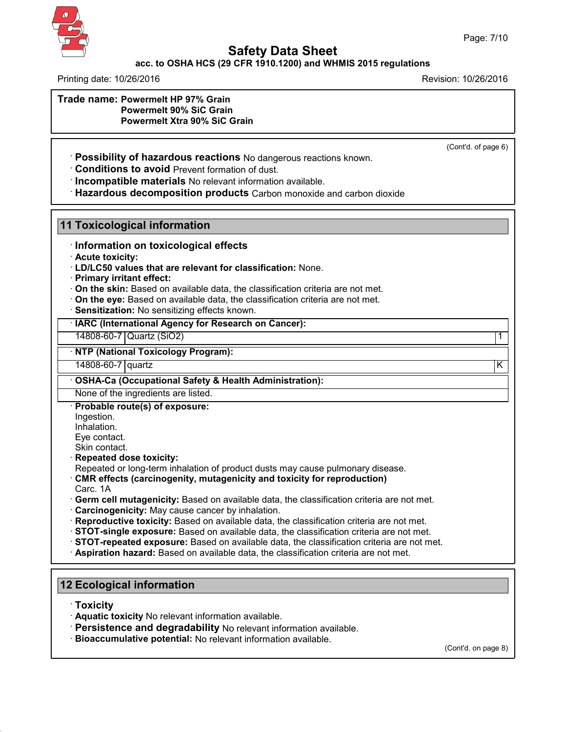**Trade name: Powermelt HP 97% Grain**
**Powermelt 90% SiC Grain**
**Powermelt Xtra 90% SiC Grain**

(Cont'd. of page 6)

· **Possibility of hazardous reactions** No dangerous reactions known.
· **Conditions to avoid** Prevent formation of dust.
· **Incompatible materials** No relevant information available.
· **Hazardous decomposition products** Carbon monoxide and carbon dioxide

## 11 Toxicological information

· **Information on toxicological effects**
· **Acute toxicity:**
· **LD/LC50 values that are relevant for classification:** None.
· **Primary irritant effect:**
· **On the skin:** Based on available data, the classification criteria are not met.
· **On the eye:** Based on available data, the classification criteria are not met.
· **Sensitization:** No sensitizing effects known.

| · **IARC (International Agency for Research on Cancer):** | | |
|---|---|---|
| 14808-60-7 | Quartz ($SiO_2$) | 1 |

| · **NTP (National Toxicology Program):** | | |
|---|---|---|
| 14808-60-7 | quartz | K |

| · **OSHA-Ca (Occupational Safety & Health Administration):** |
|---|
| None of the ingredients are listed. |

· **Probable route(s) of exposure:**
Ingestion.
Inhalation.
Eye contact.
Skin contact.
· **Repeated dose toxicity:**
Repeated or long-term inhalation of product dusts may cause pulmonary disease.
· **CMR effects (carcinogenity, mutagenicity and toxicity for reproduction)**
Carc. 1A
· **Germ cell mutagenicity:** Based on available data, the classification criteria are not met.
· **Carcinogenicity:** May cause cancer by inhalation.
· **Reproductive toxicity:** Based on available data, the classification criteria are not met.
· **STOT-single exposure:** Based on available data, the classification criteria are not met.
· **STOT-repeated exposure:** Based on available data, the classification criteria are not met.
· **Aspiration hazard:** Based on available data, the classification criteria are not met.

## 12 Ecological information

· **Toxicity**
· **Aquatic toxicity** No relevant information available.
· **Persistence and degradability** No relevant information available.
· **Bioaccumulative potential:** No relevant information available.

(Cont'd. on page 8)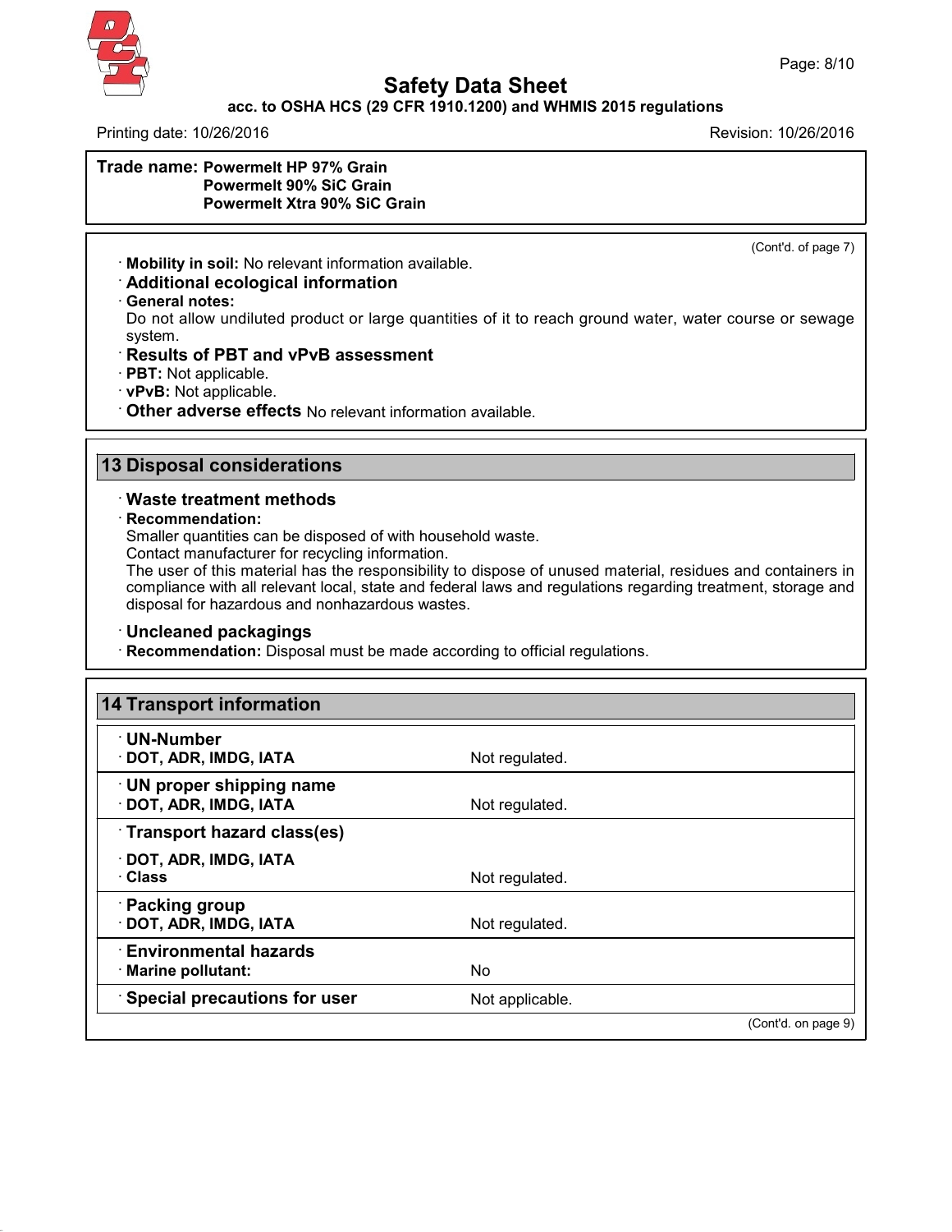**Trade name: Powermelt HP 97% Grain**
**Powermelt 90% SiC Grain**
**Powermelt Xtra 90% SiC Grain**

(Cont'd. of page 7)

· **Mobility in soil:** No relevant information available.

### · Additional ecological information

· **General notes:**
Do not allow undiluted product or large quantities of it to reach ground water, water course or sewage system.

### · Results of PBT and vPvB assessment

· **PBT:** Not applicable.
· **vPvB:** Not applicable.

· **Other adverse effects** No relevant information available.

## 13 Disposal considerations

### · Waste treatment methods

· **Recommendation:**
Smaller quantities can be disposed of with household waste.
Contact manufacturer for recycling information.
The user of this material has the responsibility to dispose of unused material, residues and containers in compliance with all relevant local, state and federal laws and regulations regarding treatment, storage and disposal for hazardous and nonhazardous wastes.

### · Uncleaned packagings

· **Recommendation:** Disposal must be made according to official regulations.

## 14 Transport information

| | |
|---|---|
| **· UN-Number** | |
| **· DOT, ADR, IMDG, IATA** | Not regulated. |
| **· UN proper shipping name** | |
| **· DOT, ADR, IMDG, IATA** | Not regulated. |
| **· Transport hazard class(es)** | |
| **· DOT, ADR, IMDG, IATA** | |
| **· Class** | Not regulated. |
| **· Packing group** | |
| **· DOT, ADR, IMDG, IATA** | Not regulated. |
| **· Environmental hazards** | |
| **· Marine pollutant:** | No |
| **· Special precautions for user** | Not applicable. |

(Cont'd. on page 9)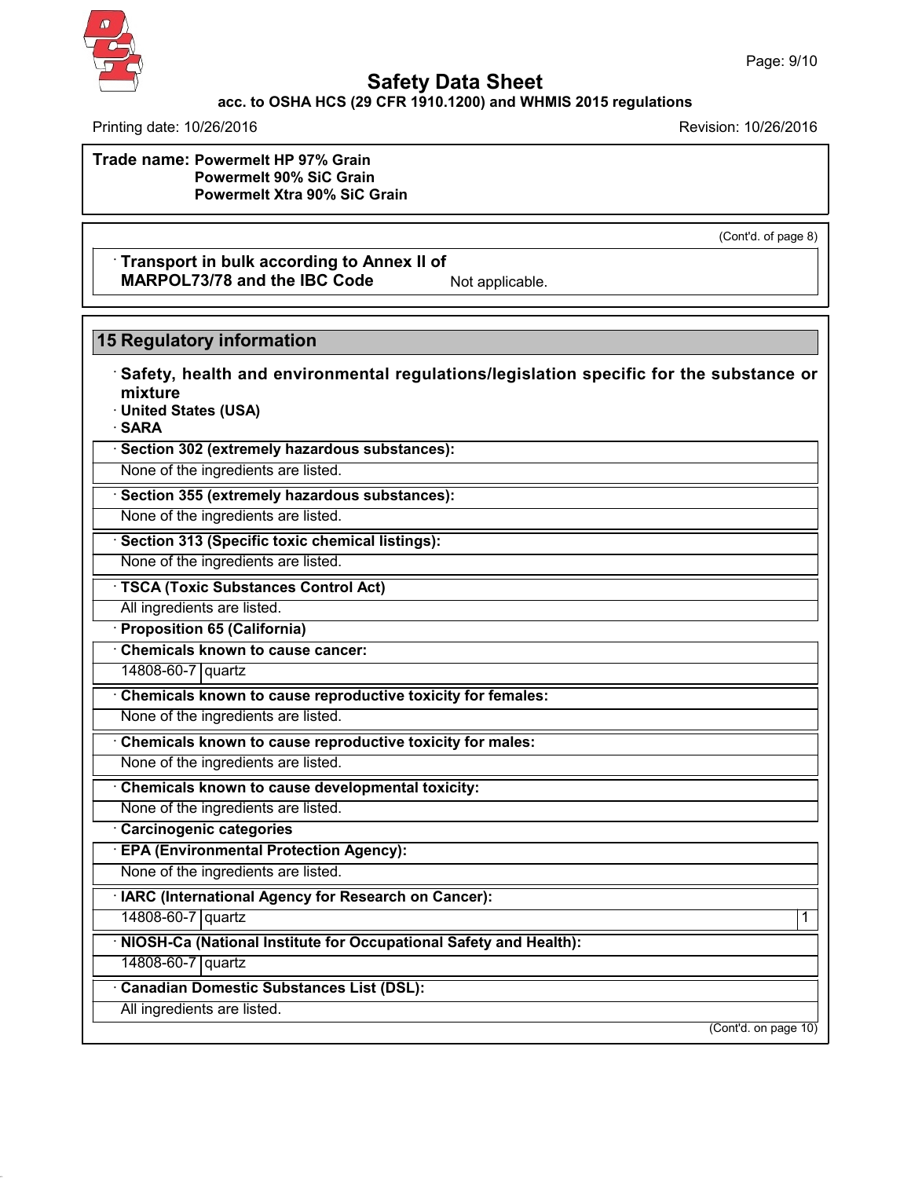**Trade name: Powermelt HP 97% Grain**
**Powermelt 90% SiC Grain**
**Powermelt Xtra 90% SiC Grain**

(Cont'd. of page 8)

· **Transport in bulk according to Annex II of MARPOL73/78 and the IBC Code** Not applicable.

## 15 Regulatory information

· **Safety, health and environmental regulations/legislation specific for the substance or mixture**

· **United States (USA)**

· **SARA**

· **Section 302 (extremely hazardous substances):**

None of the ingredients are listed.

· **Section 355 (extremely hazardous substances):**

None of the ingredients are listed.

· **Section 313 (Specific toxic chemical listings):**

None of the ingredients are listed.

· **TSCA (Toxic Substances Control Act)**

All ingredients are listed.

· **Proposition 65 (California)**

· **Chemicals known to cause cancer:**

| 14808-60-7 | quartz |
|---|---|

· **Chemicals known to cause reproductive toxicity for females:**

None of the ingredients are listed.

· **Chemicals known to cause reproductive toxicity for males:**

None of the ingredients are listed.

· **Chemicals known to cause developmental toxicity:**

None of the ingredients are listed.

· **Carcinogenic categories**

· **EPA (Environmental Protection Agency):**

None of the ingredients are listed.

· **IARC (International Agency for Research on Cancer):**

| 14808-60-7 | quartz | 1 |
|---|---|---|

· **NIOSH-Ca (National Institute for Occupational Safety and Health):**

| 14808-60-7 | quartz |
|---|---|

· **Canadian Domestic Substances List (DSL):**

All ingredients are listed.

(Cont'd. on page 10)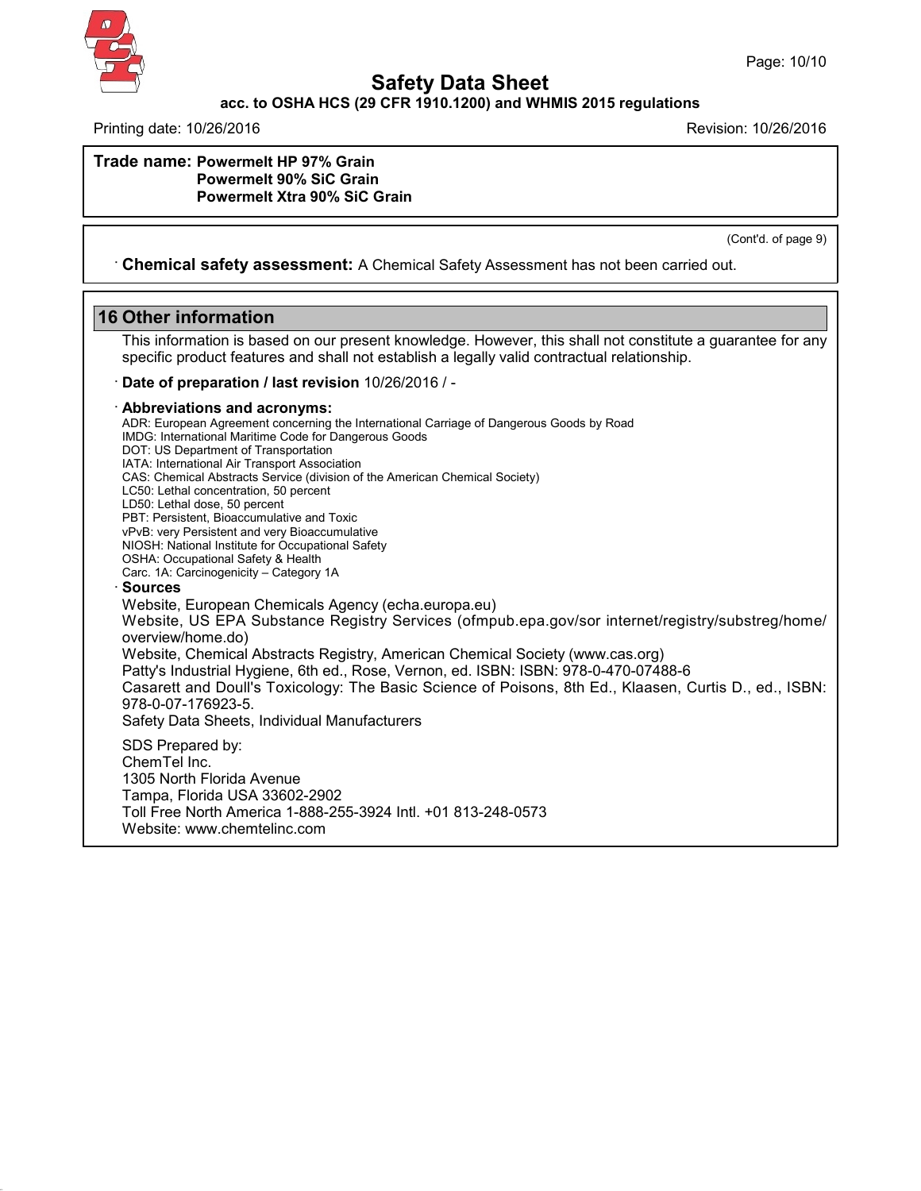# Safety Data Sheet

**acc. to OSHA HCS (29 CFR 1910.1200) and WHMIS 2015 regulations**

Printing date: 10/26/2016 Revision: 10/26/2016

**Trade name: Powermelt HP 97% Grain**
**Powermelt 90% SiC Grain**
**Powermelt Xtra 90% SiC Grain**

(Cont'd. of page 9)

· **Chemical safety assessment:** A Chemical Safety Assessment has not been carried out.

## 16 Other information

This information is based on our present knowledge. However, this shall not constitute a guarantee for any specific product features and shall not establish a legally valid contractual relationship.

· **Date of preparation / last revision** 10/26/2016 / -

· **Abbreviations and acronyms:**
ADR: European Agreement concerning the International Carriage of Dangerous Goods by Road
IMDG: International Maritime Code for Dangerous Goods
DOT: US Department of Transportation
IATA: International Air Transport Association
CAS: Chemical Abstracts Service (division of the American Chemical Society)
LC50: Lethal concentration, 50 percent
LD50: Lethal dose, 50 percent
PBT: Persistent, Bioaccumulative and Toxic
vPvB: very Persistent and very Bioaccumulative
NIOSH: National Institute for Occupational Safety
OSHA: Occupational Safety & Health
Carc. 1A: Carcinogenicity – Category 1A

· **Sources**
Website, European Chemicals Agency (echa.europa.eu)
Website, US EPA Substance Registry Services (ofmpub.epa.gov/sor internet/registry/substreg/home/overview/home.do)
Website, Chemical Abstracts Registry, American Chemical Society (www.cas.org)
Patty's Industrial Hygiene, 6th ed., Rose, Vernon, ed. ISBN: ISBN: 978-0-470-07488-6
Casarett and Doull's Toxicology: The Basic Science of Poisons, 8th Ed., Klaasen, Curtis D., ed., ISBN: 978-0-07-176923-5.
Safety Data Sheets, Individual Manufacturers

SDS Prepared by:
ChemTel Inc.
1305 North Florida Avenue
Tampa, Florida USA 33602-2902
Toll Free North America 1-888-255-3924 Intl. +01 813-248-0573
Website: www.chemtelinc.com